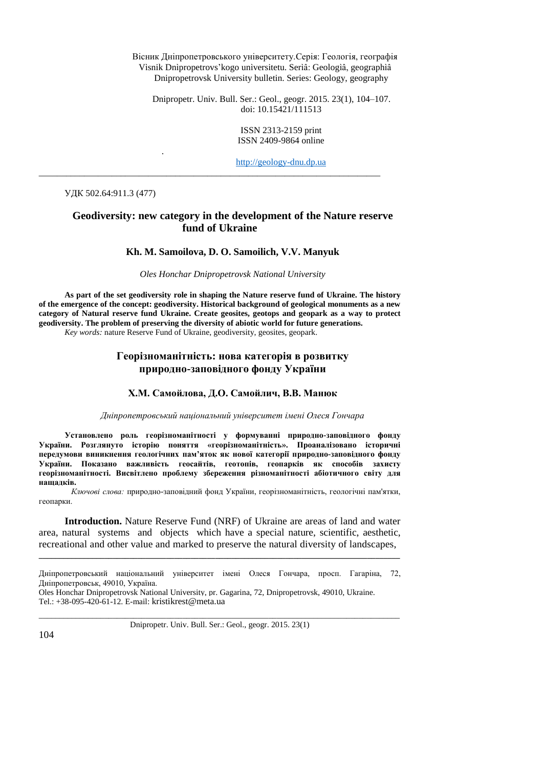Вісник Дніпропетровського університету.Серія: Геологія, географія
Visnik Dnipropetrovs'kogo universitetu. Seriâ: Geologiâ, geographiâ
Dnipropetrovsk University bulletin. Series: Geology, geography

Dnipropetr. Univ. Bull. Ser.: Geol., geogr. 2015. 23(1), 104–107.
doi: 10.15421/111513

ISSN 2313-2159 print
ISSN 2409-9864 online

http://geology-dnu.dp.ua

УДК 502.64:911.3 (477)

# Geodiversity: new category in the development of the Nature reserve fund of Ukraine

**Kh. M. Samoilova, D. O. Samoilich, V.V. Manyuk**

*Oles Honchar Dnipropetrovsk National University*

**As part of the set geodiversity role in shaping the Nature reserve fund of Ukraine. The history of the emergence of the concept: geodiversity. Historical background of geological monuments as a new category of Natural reserve fund Ukraine. Create geosites, geotops and geopark as a way to protect geodiversity. The problem of preserving the diversity of abiotic world for future generations.**

*Key words:* nature Reserve Fund of Ukraine, geodiversity, geosites, geopark.

# Георізноманітність: нова категорія в розвитку природно-заповідного фонду України

**Х.М. Самойлова, Д.О. Самойлич, В.В. Манюк**

*Дніпропетровський національний університет імені Олеся Гончара*

**Установлено роль георізноманітності у формуванні природно-заповідного фонду України. Розглянуто історію поняття «георізноманітність». Проаналізовано історичні передумови виникнення геологічних пам'яток нової категорії природно-заповідного фонду України. Показано важливість геосайтів, геотопів, геопарків як способів захисту георізноманітності. Висвітлено проблему збереження різноманітності абіотичного світу для нащадків.**

*Ключові слова:* природно-заповідний фонд України, георізноманітність, геологічні пам'ятки, геопарки.

**Introduction.** Nature Reserve Fund (NRF) of Ukraine are areas of land and water area, natural systems and objects which have a special nature, scientific, aesthetic, recreational and other value and marked to preserve the natural diversity of landscapes,

---

Дніпропетровський національний університет імені Олеся Гончара, просп. Гагаріна, 72, Дніпропетровськ, 49010, Україна.
Oles Honchar Dnipropetrovsk National University, pr. Gagarina, 72, Dnipropetrovsk, 49010, Ukraine.
Tel.: +38-095-420-61-12. E-mail: kristikrest@meta.ua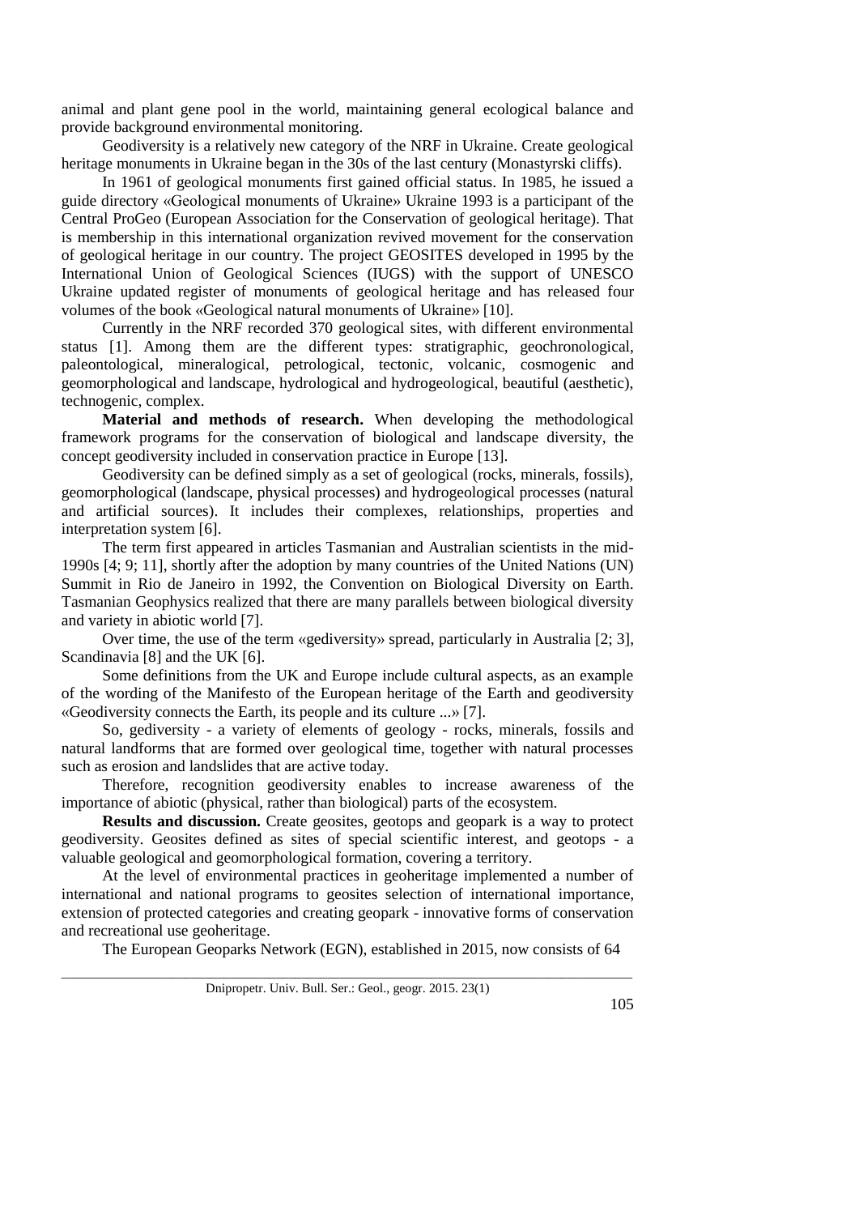animal and plant gene pool in the world, maintaining general ecological balance and provide background environmental monitoring.

Geodiversity is a relatively new category of the NRF in Ukraine. Create geological heritage monuments in Ukraine began in the 30s of the last century (Monastyrski cliffs).

In 1961 of geological monuments first gained official status. In 1985, he issued a guide directory «Geological monuments of Ukraine» Ukraine 1993 is a participant of the Central ProGeo (European Association for the Conservation of geological heritage). That is membership in this international organization revived movement for the conservation of geological heritage in our country. The project GEOSITES developed in 1995 by the International Union of Geological Sciences (IUGS) with the support of UNESCO Ukraine updated register of monuments of geological heritage and has released four volumes of the book «Geological natural monuments of Ukraine» [10].

Currently in the NRF recorded 370 geological sites, with different environmental status [1]. Among them are the different types: stratigraphic, geochronological, paleontological, mineralogical, petrological, tectonic, volcanic, cosmogenic and geomorphological and landscape, hydrological and hydrogeological, beautiful (aesthetic), technogenic, complex.

**Material and methods of research.** When developing the methodological framework programs for the conservation of biological and landscape diversity, the concept geodiversity included in conservation practice in Europe [13].

Geodiversity can be defined simply as a set of geological (rocks, minerals, fossils), geomorphological (landscape, physical processes) and hydrogeological processes (natural and artificial sources). It includes their complexes, relationships, properties and interpretation system [6].

The term first appeared in articles Tasmanian and Australian scientists in the mid-1990s [4; 9; 11], shortly after the adoption by many countries of the United Nations (UN) Summit in Rio de Janeiro in 1992, the Convention on Biological Diversity on Earth. Tasmanian Geophysics realized that there are many parallels between biological diversity and variety in abiotic world [7].

Over time, the use of the term «gediversity» spread, particularly in Australia [2; 3], Scandinavia [8] and the UK [6].

Some definitions from the UK and Europe include cultural aspects, as an example of the wording of the Manifesto of the European heritage of the Earth and geodiversity «Geodiversity connects the Earth, its people and its culture ...» [7].

So, gediversity - a variety of elements of geology - rocks, minerals, fossils and natural landforms that are formed over geological time, together with natural processes such as erosion and landslides that are active today.

Therefore, recognition geodiversity enables to increase awareness of the importance of abiotic (physical, rather than biological) parts of the ecosystem.

**Results and discussion.** Create geosites, geotops and geopark is a way to protect geodiversity. Geosites defined as sites of special scientific interest, and geotops - a valuable geological and geomorphological formation, covering a territory.

At the level of environmental practices in geoheritage implemented a number of international and national programs to geosites selection of international importance, extension of protected categories and creating geopark - innovative forms of conservation and recreational use geoheritage.

The European Geoparks Network (EGN), established in 2015, now consists of 64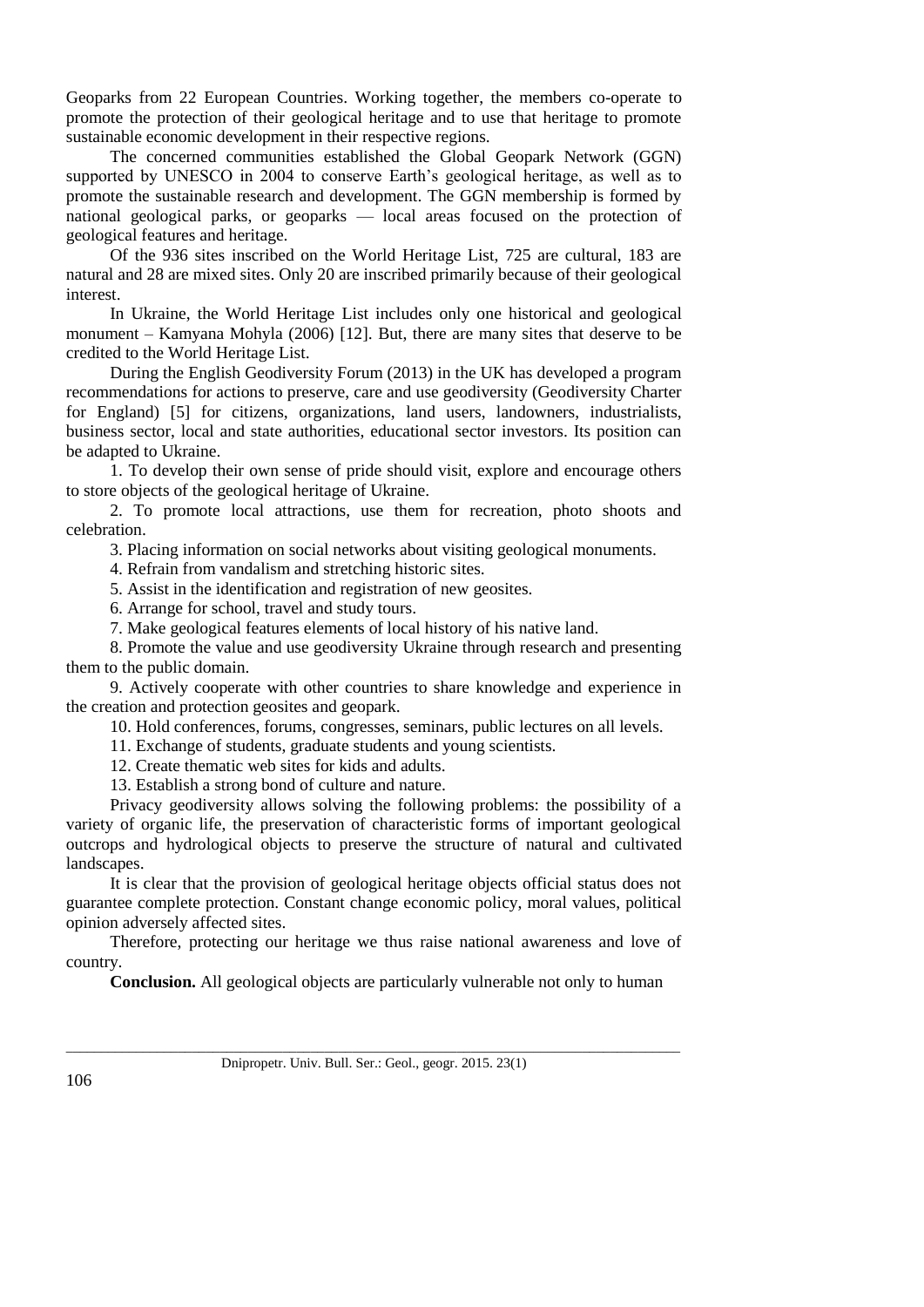Geoparks from 22 European Countries. Working together, the members co-operate to promote the protection of their geological heritage and to use that heritage to promote sustainable economic development in their respective regions.

The concerned communities established the Global Geopark Network (GGN) supported by UNESCO in 2004 to conserve Earth's geological heritage, as well as to promote the sustainable research and development. The GGN membership is formed by national geological parks, or geoparks — local areas focused on the protection of geological features and heritage.

Of the 936 sites inscribed on the World Heritage List, 725 are cultural, 183 are natural and 28 are mixed sites. Only 20 are inscribed primarily because of their geological interest.

In Ukraine, the World Heritage List includes only one historical and geological monument – Kamyana Mohyla (2006) [12]. But, there are many sites that deserve to be credited to the World Heritage List.

During the English Geodiversity Forum (2013) in the UK has developed a program recommendations for actions to preserve, care and use geodiversity (Geodiversity Charter for England) [5] for citizens, organizations, land users, landowners, industrialists, business sector, local and state authorities, educational sector investors. Its position can be adapted to Ukraine.

1. To develop their own sense of pride should visit, explore and encourage others to store objects of the geological heritage of Ukraine.

2. To promote local attractions, use them for recreation, photo shoots and celebration.

3. Placing information on social networks about visiting geological monuments.

4. Refrain from vandalism and stretching historic sites.

5. Assist in the identification and registration of new geosites.

6. Arrange for school, travel and study tours.

7. Make geological features elements of local history of his native land.

8. Promote the value and use geodiversity Ukraine through research and presenting them to the public domain.

9. Actively cooperate with other countries to share knowledge and experience in the creation and protection geosites and geopark.

10. Hold conferences, forums, congresses, seminars, public lectures on all levels.

11. Exchange of students, graduate students and young scientists.

12. Create thematic web sites for kids and adults.

13. Establish a strong bond of culture and nature.

Privacy geodiversity allows solving the following problems: the possibility of a variety of organic life, the preservation of characteristic forms of important geological outcrops and hydrological objects to preserve the structure of natural and cultivated landscapes.

It is clear that the provision of geological heritage objects official status does not guarantee complete protection. Constant change economic policy, moral values, political opinion adversely affected sites.

Therefore, protecting our heritage we thus raise national awareness and love of country.

**Conclusion.** All geological objects are particularly vulnerable not only to human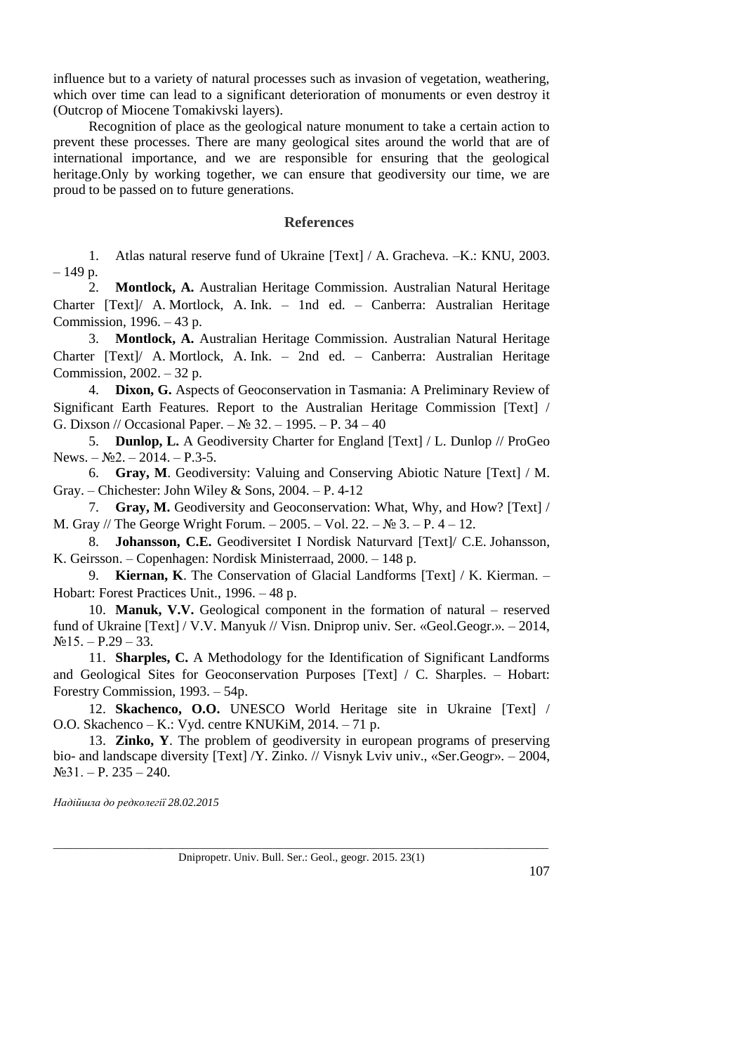influence but to a variety of natural processes such as invasion of vegetation, weathering, which over time can lead to a significant deterioration of monuments or even destroy it (Outcrop of Miocene Tomakivski layers).

Recognition of place as the geological nature monument to take a certain action to prevent these processes. There are many geological sites around the world that are of international importance, and we are responsible for ensuring that the geological heritage.Only by working together, we can ensure that geodiversity our time, we are proud to be passed on to future generations.

## References

1. Atlas natural reserve fund of Ukraine [Text] / A. Gracheva. –K.: KNU, 2003. – 149 p.
2. **Montlock, A.** Australian Heritage Commission. Australian Natural Heritage Charter [Text]/ A. Mortlock, A. Ink. – 1nd ed. – Canberra: Australian Heritage Commission, 1996. – 43 p.
3. **Montlock, A.** Australian Heritage Commission. Australian Natural Heritage Charter [Text]/ A. Mortlock, A. Ink. – 2nd ed. – Canberra: Australian Heritage Commission, 2002. – 32 p.
4. **Dixon, G.** Aspects of Geoconservation in Tasmania: A Preliminary Review of Significant Earth Features. Report to the Australian Heritage Commission [Text] / G. Dixson // Occasional Paper. – № 32. – 1995. – P. 34 – 40
5. **Dunlop, L.** A Geodiversity Charter for England [Text] / L. Dunlop // ProGeo News. – №2. – 2014. – P.3-5.
6. **Gray, M**. Geodiversity: Valuing and Conserving Abiotic Nature [Text] / M. Gray. – Chichester: John Wiley & Sons, 2004. – P. 4-12
7. **Gray, M.** Geodiversity and Geoconservation: What, Why, and How? [Text] / M. Gray // The George Wright Forum. – 2005. – Vol. 22. – № 3. – P. 4 – 12.
8. **Johansson, C.E.** Geodiversitet I Nordisk Naturvard [Text]/ C.E. Johansson, K. Geirsson. – Copenhagen: Nordisk Ministerraad, 2000. – 148 p.
9. **Kiernan, K**. The Conservation of Glacial Landforms [Text] / K. Kierman. – Hobart: Forest Practices Unit., 1996. – 48 p.
10. **Manuk, V.V.** Geological component in the formation of natural – reserved fund of Ukraine [Text] / V.V. Manyuk // Visn. Dniprop univ. Ser. «Geol.Geogr.». – 2014, №15. – P.29 – 33.
11. **Sharples, C.** A Methodology for the Identification of Significant Landforms and Geological Sites for Geoconservation Purposes [Text] / C. Sharples. – Hobart: Forestry Commission, 1993. – 54p.
12. **Skachenco, O.O.** UNESCO World Heritage site in Ukraine [Text] / O.O. Skachenco – K.: Vyd. centre KNUKiM, 2014. – 71 p.
13. **Zinko, Y**. The problem of geodiversity in european programs of preserving bio- and landscape diversity [Text] /Y. Zinko. // Visnyk Lviv univ., «Ser.Geogr». – 2004, №31. – P. 235 – 240.

*Надійшла до редколегії 28.02.2015*